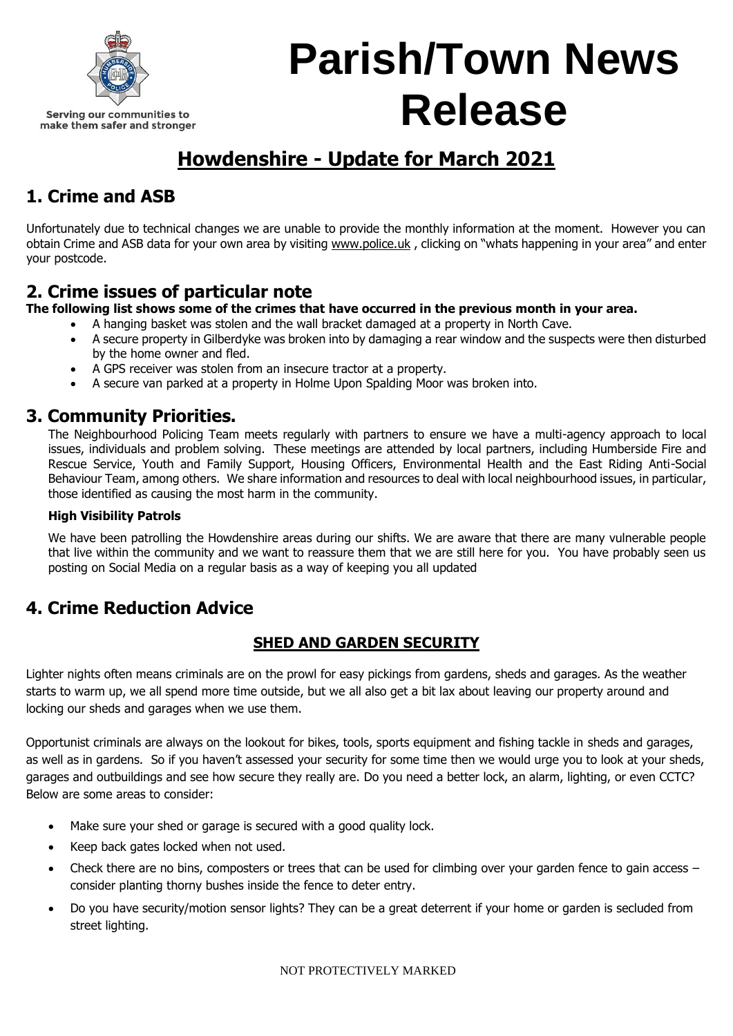Serving our communities to make them safer and stronger

# Parish/Town News Release

## Howdenshire - Update for March 2021

## 1. Crime and ASB

Unfortunately due to technical changes we are unable to provide the monthly information at the moment. However you can obtain Crime and ASB data for your own area by visiting www.police.uk , clicking on "whats happening in your area" and enter your postcode.

## 2. Crime issues of particular note

**The following list shows some of the crimes that have occurred in the previous month in your area.**

- A hanging basket was stolen and the wall bracket damaged at a property in North Cave.
- A secure property in Gilberdyke was broken into by damaging a rear window and the suspects were then disturbed by the home owner and fled.
- A GPS receiver was stolen from an insecure tractor at a property.
- A secure van parked at a property in Holme Upon Spalding Moor was broken into.

## 3. Community Priorities.

The Neighbourhood Policing Team meets regularly with partners to ensure we have a multi-agency approach to local issues, individuals and problem solving. These meetings are attended by local partners, including Humberside Fire and Rescue Service, Youth and Family Support, Housing Officers, Environmental Health and the East Riding Anti-Social Behaviour Team, among others. We share information and resources to deal with local neighbourhood issues, in particular, those identified as causing the most harm in the community.

#### High Visibility Patrols

We have been patrolling the Howdenshire areas during our shifts. We are aware that there are many vulnerable people that live within the community and we want to reassure them that we are still here for you. You have probably seen us posting on Social Media on a regular basis as a way of keeping you all updated

## 4. Crime Reduction Advice

### SHED AND GARDEN SECURITY

Lighter nights often means criminals are on the prowl for easy pickings from gardens, sheds and garages. As the weather starts to warm up, we all spend more time outside, but we all also get a bit lax about leaving our property around and locking our sheds and garages when we use them.

Opportunist criminals are always on the lookout for bikes, tools, sports equipment and fishing tackle in sheds and garages, as well as in gardens. So if you haven't assessed your security for some time then we would urge you to look at your sheds, garages and outbuildings and see how secure they really are. Do you need a better lock, an alarm, lighting, or even CCTC? Below are some areas to consider:

- Make sure your shed or garage is secured with a good quality lock.
- Keep back gates locked when not used.
- Check there are no bins, composters or trees that can be used for climbing over your garden fence to gain access – consider planting thorny bushes inside the fence to deter entry.
- Do you have security/motion sensor lights? They can be a great deterrent if your home or garden is secluded from street lighting.

NOT PROTECTIVELY MARKED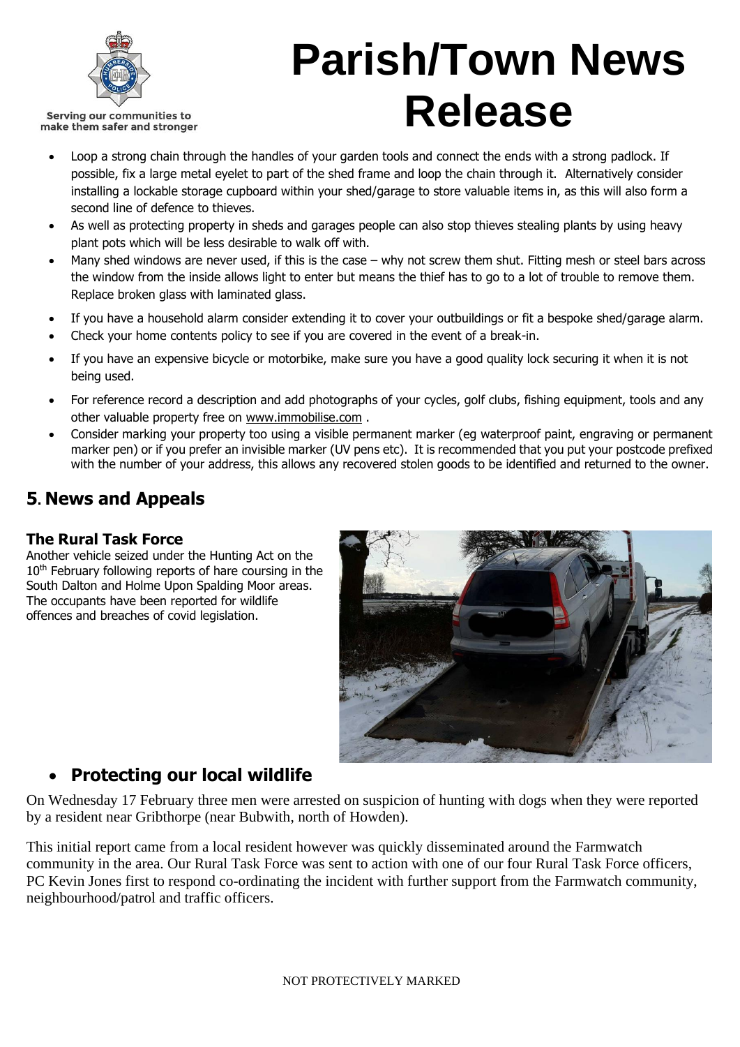- Loop a strong chain through the handles of your garden tools and connect the ends with a strong padlock. If possible, fix a large metal eyelet to part of the shed frame and loop the chain through it. Alternatively consider installing a lockable storage cupboard within your shed/garage to store valuable items in, as this will also form a second line of defence to thieves.
- As well as protecting property in sheds and garages people can also stop thieves stealing plants by using heavy plant pots which will be less desirable to walk off with.
- Many shed windows are never used, if this is the case – why not screw them shut. Fitting mesh or steel bars across the window from the inside allows light to enter but means the thief has to go to a lot of trouble to remove them. Replace broken glass with laminated glass.
- If you have a household alarm consider extending it to cover your outbuildings or fit a bespoke shed/garage alarm.
- Check your home contents policy to see if you are covered in the event of a break-in.
- If you have an expensive bicycle or motorbike, make sure you have a good quality lock securing it when it is not being used.
- For reference record a description and add photographs of your cycles, golf clubs, fishing equipment, tools and any other valuable property free on www.immobilise.com .
- Consider marking your property too using a visible permanent marker (eg waterproof paint, engraving or permanent marker pen) or if you prefer an invisible marker (UV pens etc). It is recommended that you put your postcode prefixed with the number of your address, this allows any recovered stolen goods to be identified and returned to the owner.

## 5. News and Appeals

### The Rural Task Force

Another vehicle seized under the Hunting Act on the 10th February following reports of hare coursing in the South Dalton and Holme Upon Spalding Moor areas. The occupants have been reported for wildlife offences and breaches of covid legislation.

- **Protecting our local wildlife**

On Wednesday 17 February three men were arrested on suspicion of hunting with dogs when they were reported by a resident near Gribthorpe (near Bubwith, north of Howden).

This initial report came from a local resident however was quickly disseminated around the Farmwatch community in the area. Our Rural Task Force was sent to action with one of our four Rural Task Force officers, PC Kevin Jones first to respond co-ordinating the incident with further support from the Farmwatch community, neighbourhood/patrol and traffic officers.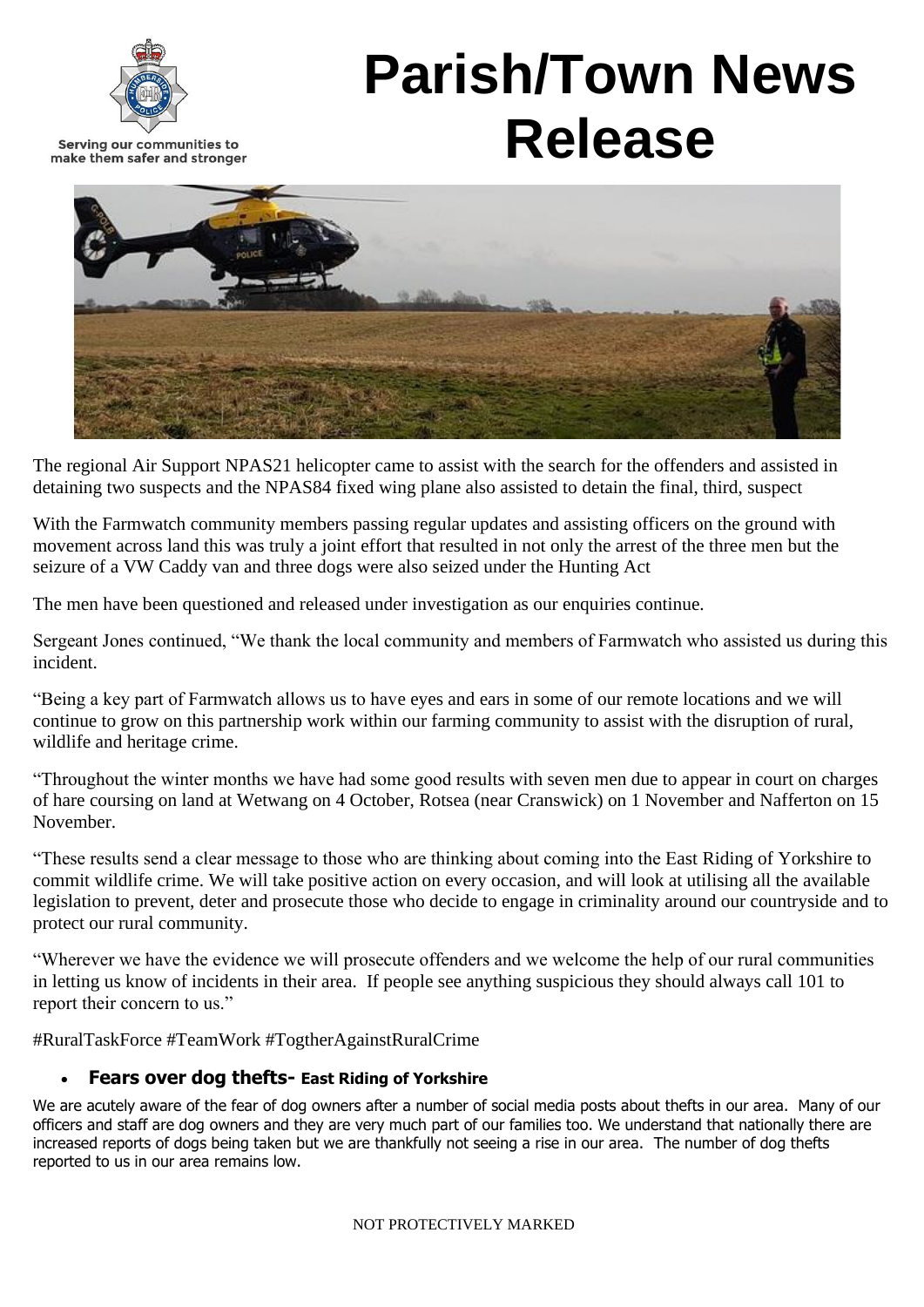Serving our communities to make them safer and stronger

# Parish/Town News Release

The regional Air Support NPAS21 helicopter came to assist with the search for the offenders and assisted in detaining two suspects and the NPAS84 fixed wing plane also assisted to detain the final, third, suspect

With the Farmwatch community members passing regular updates and assisting officers on the ground with movement across land this was truly a joint effort that resulted in not only the arrest of the three men but the seizure of a VW Caddy van and three dogs were also seized under the Hunting Act

The men have been questioned and released under investigation as our enquiries continue.

Sergeant Jones continued, "We thank the local community and members of Farmwatch who assisted us during this incident.

"Being a key part of Farmwatch allows us to have eyes and ears in some of our remote locations and we will continue to grow on this partnership work within our farming community to assist with the disruption of rural, wildlife and heritage crime.

"Throughout the winter months we have had some good results with seven men due to appear in court on charges of hare coursing on land at Wetwang on 4 October, Rotsea (near Cranswick) on 1 November and Nafferton on 15 November.

"These results send a clear message to those who are thinking about coming into the East Riding of Yorkshire to commit wildlife crime. We will take positive action on every occasion, and will look at utilising all the available legislation to prevent, deter and prosecute those who decide to engage in criminality around our countryside and to protect our rural community.

"Wherever we have the evidence we will prosecute offenders and we welcome the help of our rural communities in letting us know of incidents in their area. If people see anything suspicious they should always call 101 to report their concern to us."

#RuralTaskForce #TeamWork #TogtherAgainstRuralCrime

- **Fears over dog thefts- East Riding of Yorkshire**

We are acutely aware of the fear of dog owners after a number of social media posts about thefts in our area. Many of our officers and staff are dog owners and they are very much part of our families too. We understand that nationally there are increased reports of dogs being taken but we are thankfully not seeing a rise in our area. The number of dog thefts reported to us in our area remains low.

NOT PROTECTIVELY MARKED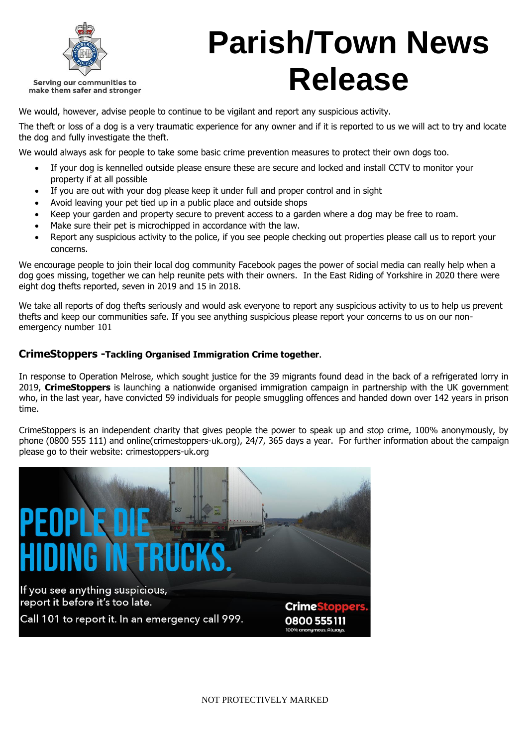# Parish/Town News Release

We would, however, advise people to continue to be vigilant and report any suspicious activity.

The theft or loss of a dog is a very traumatic experience for any owner and if it is reported to us we will act to try and locate the dog and fully investigate the theft.

We would always ask for people to take some basic crime prevention measures to protect their own dogs too.

- If your dog is kennelled outside please ensure these are secure and locked and install CCTV to monitor your property if at all possible
- If you are out with your dog please keep it under full and proper control and in sight
- Avoid leaving your pet tied up in a public place and outside shops
- Keep your garden and property secure to prevent access to a garden where a dog may be free to roam.
- Make sure their pet is microchipped in accordance with the law.
- Report any suspicious activity to the police, if you see people checking out properties please call us to report your concerns.

We encourage people to join their local dog community Facebook pages the power of social media can really help when a dog goes missing, together we can help reunite pets with their owners. In the East Riding of Yorkshire in 2020 there were eight dog thefts reported, seven in 2019 and 15 in 2018.

We take all reports of dog thefts seriously and would ask everyone to report any suspicious activity to us to help us prevent thefts and keep our communities safe. If you see anything suspicious please report your concerns to us on our non-emergency number 101

## CrimeStoppers - Tackling Organised Immigration Crime together.

In response to Operation Melrose, which sought justice for the 39 migrants found dead in the back of a refrigerated lorry in 2019, **CrimeStoppers** is launching a nationwide organised immigration campaign in partnership with the UK government who, in the last year, have convicted 59 individuals for people smuggling offences and handed down over 142 years in prison time.

CrimeStoppers is an independent charity that gives people the power to speak up and stop crime, 100% anonymously, by phone (0800 555 111) and online(crimestoppers-uk.org), 24/7, 365 days a year. For further information about the campaign please go to their website: crimestoppers-uk.org

PEOPLE DIE HIDING IN TRUCKS.

If you see anything suspicious, report it before it's too late.

Call 101 to report it. In an emergency call 999.

CrimeStoppers. 0800 555 111 100% anonymous. Always.

NOT PROTECTIVELY MARKED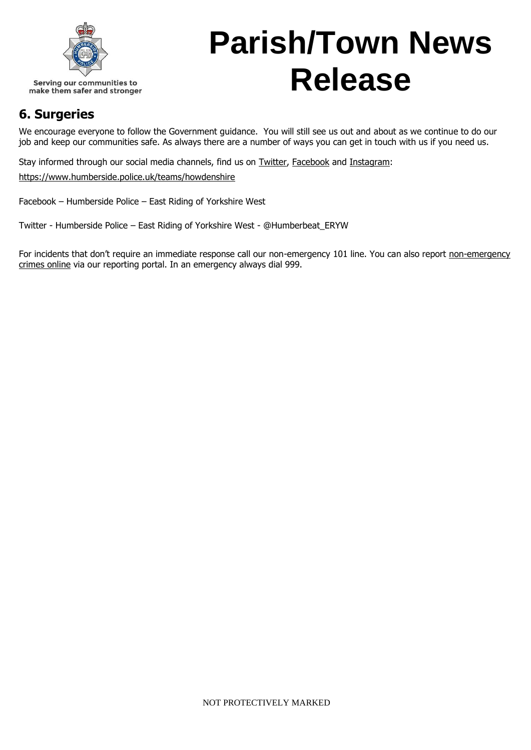# Parish/Town News Release

Serving our communities to make them safer and stronger

## 6. Surgeries

We encourage everyone to follow the Government guidance. You will still see us out and about as we continue to do our job and keep our communities safe. As always there are a number of ways you can get in touch with us if you need us.

Stay informed through our social media channels, find us on Twitter, Facebook and Instagram:

https://www.humberside.police.uk/teams/howdenshire

Facebook – Humberside Police – East Riding of Yorkshire West

Twitter - Humberside Police – East Riding of Yorkshire West - @Humberbeat_ERYW

For incidents that don't require an immediate response call our non-emergency 101 line. You can also report non-emergency crimes online via our reporting portal. In an emergency always dial 999.

NOT PROTECTIVELY MARKED